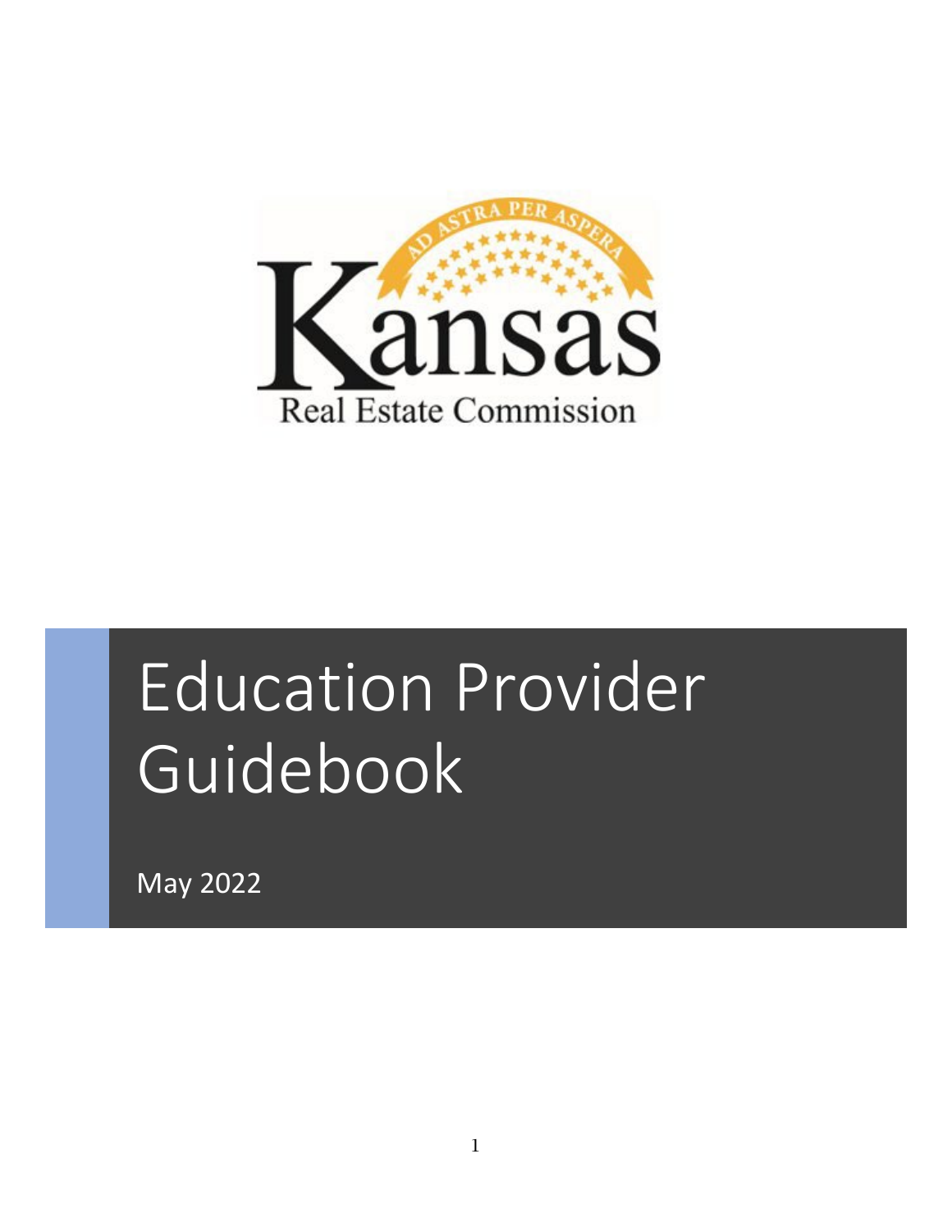AD ASTRA PER ASPERA

Kansas

Real Estate Commission

# Education Provider Guidebook

May 2022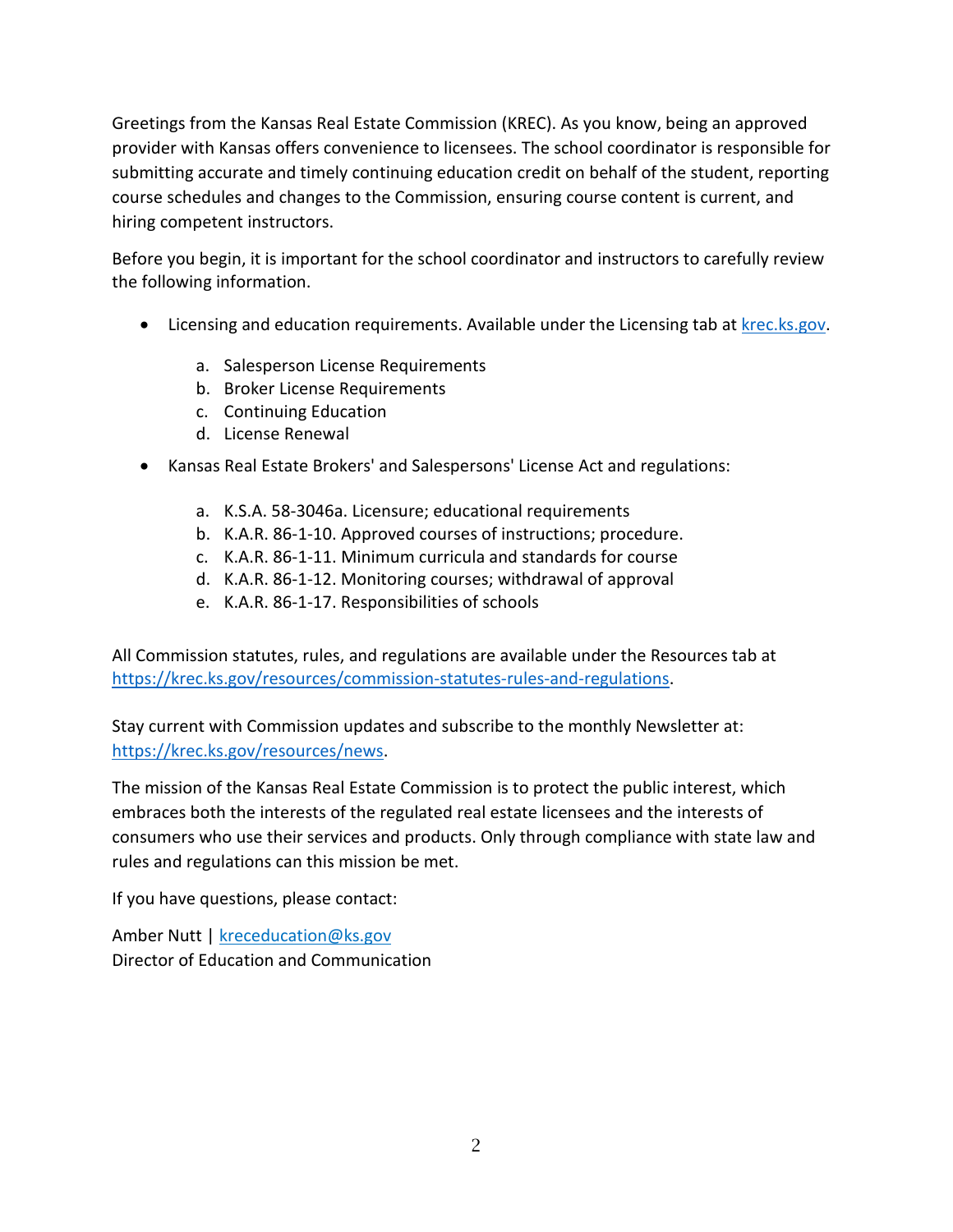Greetings from the Kansas Real Estate Commission (KREC). As you know, being an approved provider with Kansas offers convenience to licensees. The school coordinator is responsible for submitting accurate and timely continuing education credit on behalf of the student, reporting course schedules and changes to the Commission, ensuring course content is current, and hiring competent instructors.

Before you begin, it is important for the school coordinator and instructors to carefully review the following information.

- Licensing and education requirements. Available under the Licensing tab at [krec.ks.gov](krec.ks.gov).
  a. Salesperson License Requirements
  b. Broker License Requirements
  c. Continuing Education
  d. License Renewal
- Kansas Real Estate Brokers' and Salespersons' License Act and regulations:
  a. K.S.A. 58-3046a. Licensure; educational requirements
  b. K.A.R. 86-1-10. Approved courses of instructions; procedure.
  c. K.A.R. 86-1-11. Minimum curricula and standards for course
  d. K.A.R. 86-1-12. Monitoring courses; withdrawal of approval
  e. K.A.R. 86-1-17. Responsibilities of schools

All Commission statutes, rules, and regulations are available under the Resources tab at https://krec.ks.gov/resources/commission-statutes-rules-and-regulations.

Stay current with Commission updates and subscribe to the monthly Newsletter at: https://krec.ks.gov/resources/news.

The mission of the Kansas Real Estate Commission is to protect the public interest, which embraces both the interests of the regulated real estate licensees and the interests of consumers who use their services and products. Only through compliance with state law and rules and regulations can this mission be met.

If you have questions, please contact:

Amber Nutt | kreceducation@ks.gov
Director of Education and Communication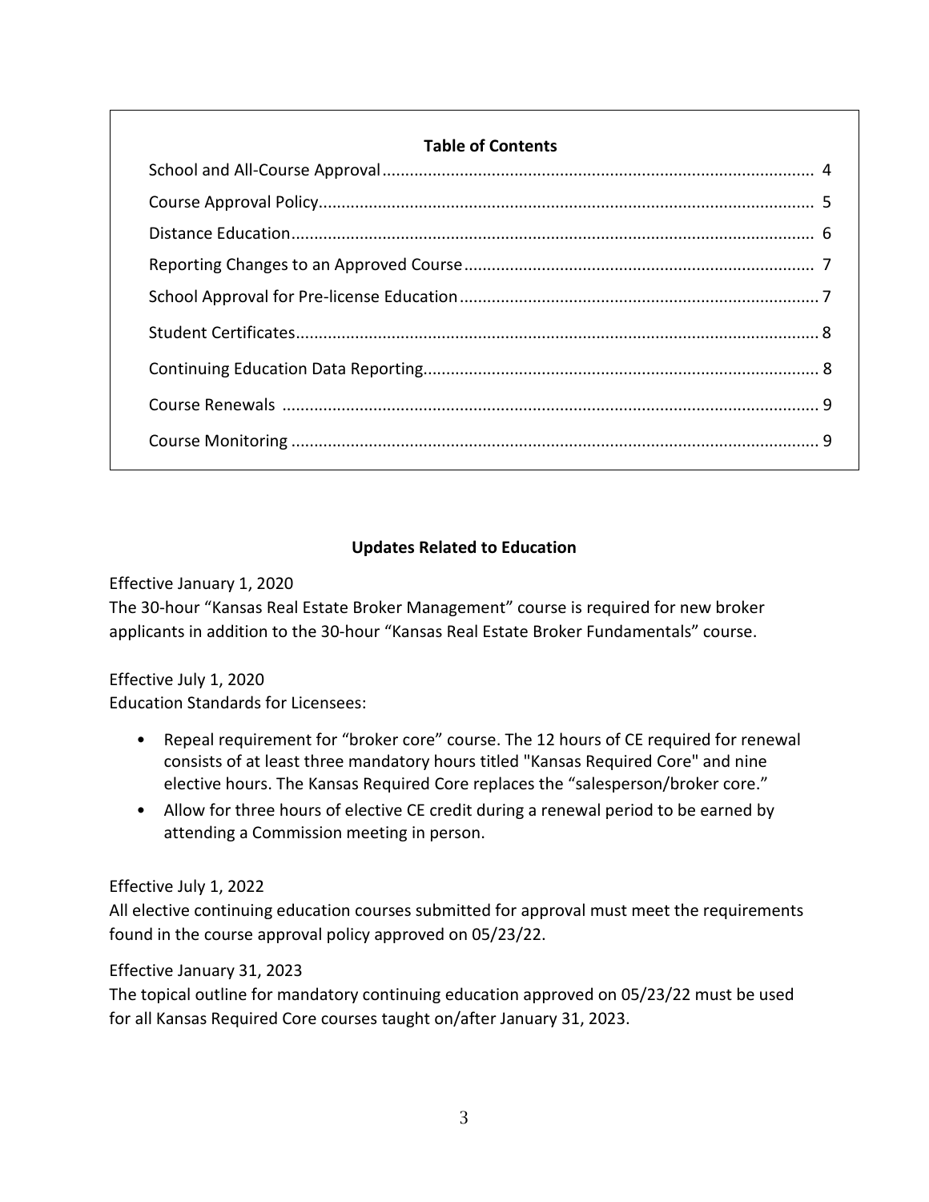**Table of Contents**

| Section | Page |
|---|---|
| School and All-Course Approval | 4 |
| Course Approval Policy | 5 |
| Distance Education | 6 |
| Reporting Changes to an Approved Course | 7 |
| School Approval for Pre-license Education | 7 |
| Student Certificates | 8 |
| Continuing Education Data Reporting | 8 |
| Course Renewals | 9 |
| Course Monitoring | 9 |

## Updates Related to Education

Effective January 1, 2020
The 30-hour "Kansas Real Estate Broker Management" course is required for new broker applicants in addition to the 30-hour "Kansas Real Estate Broker Fundamentals" course.

Effective July 1, 2020
Education Standards for Licensees:

- Repeal requirement for "broker core" course. The 12 hours of CE required for renewal consists of at least three mandatory hours titled "Kansas Required Core" and nine elective hours. The Kansas Required Core replaces the "salesperson/broker core."
- Allow for three hours of elective CE credit during a renewal period to be earned by attending a Commission meeting in person.

Effective July 1, 2022
All elective continuing education courses submitted for approval must meet the requirements found in the course approval policy approved on 05/23/22.

Effective January 31, 2023
The topical outline for mandatory continuing education approved on 05/23/22 must be used for all Kansas Required Core courses taught on/after January 31, 2023.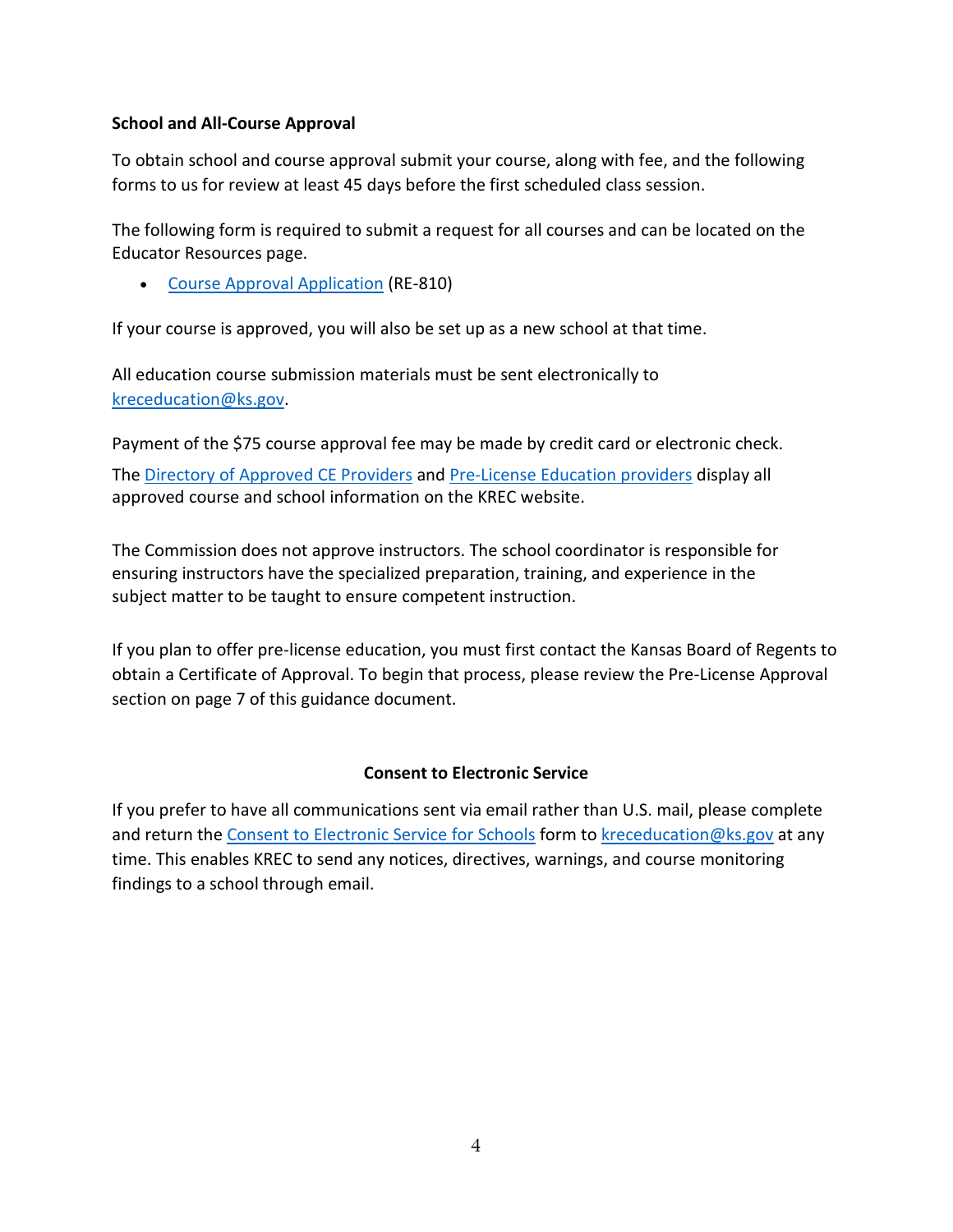**School and All-Course Approval**

To obtain school and course approval submit your course, along with fee, and the following forms to us for review at least 45 days before the first scheduled class session.

The following form is required to submit a request for all courses and can be located on the Educator Resources page.

- Course Approval Application (RE-810)

If your course is approved, you will also be set up as a new school at that time.

All education course submission materials must be sent electronically to kreceducation@ks.gov.

Payment of the $75 course approval fee may be made by credit card or electronic check.

The Directory of Approved CE Providers and Pre-License Education providers display all approved course and school information on the KREC website.

The Commission does not approve instructors. The school coordinator is responsible for ensuring instructors have the specialized preparation, training, and experience in the subject matter to be taught to ensure competent instruction.

If you plan to offer pre-license education, you must first contact the Kansas Board of Regents to obtain a Certificate of Approval. To begin that process, please review the Pre-License Approval section on page 7 of this guidance document.

## Consent to Electronic Service

If you prefer to have all communications sent via email rather than U.S. mail, please complete and return the Consent to Electronic Service for Schools form to kreceducation@ks.gov at any time. This enables KREC to send any notices, directives, warnings, and course monitoring findings to a school through email.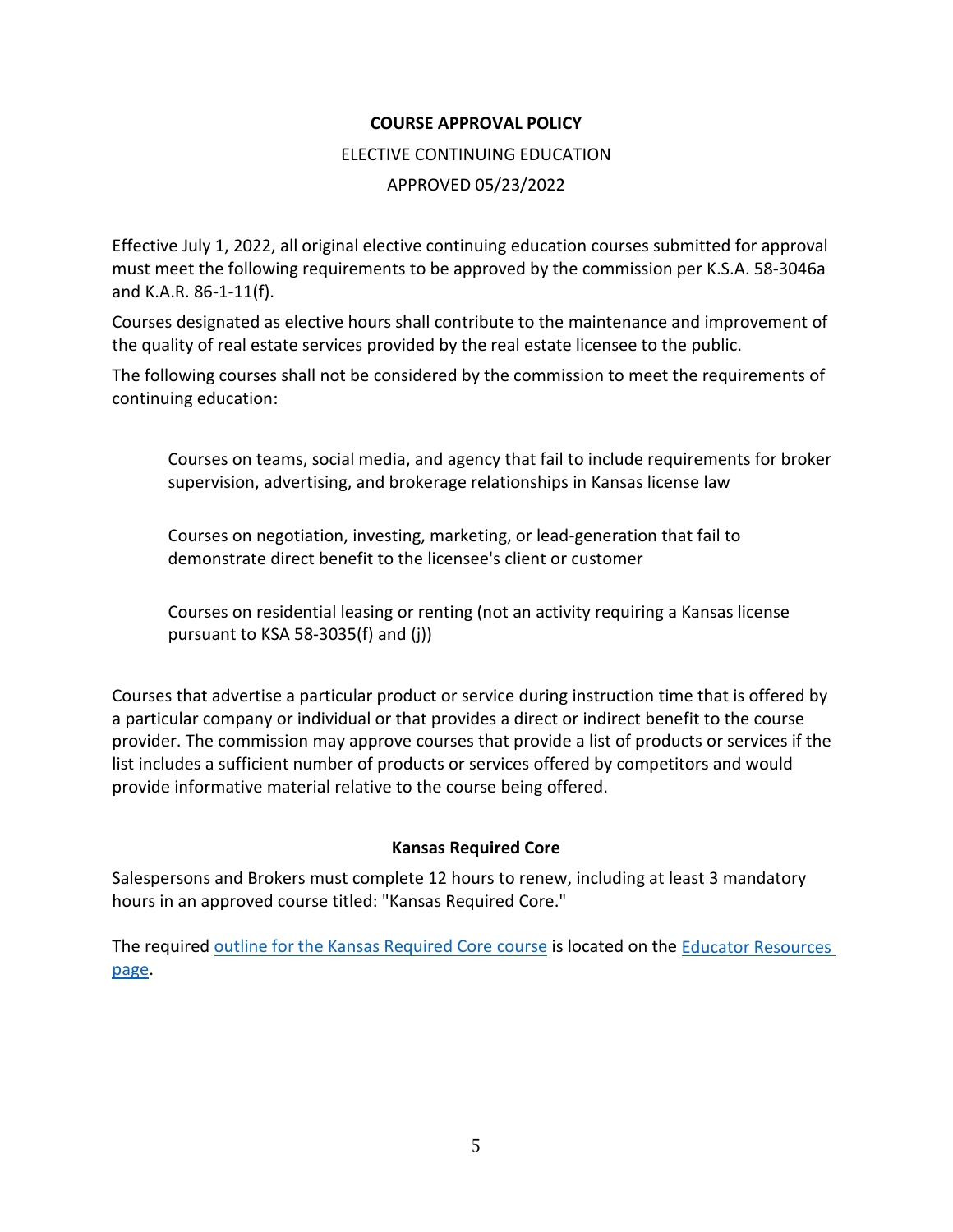## COURSE APPROVAL POLICY

ELECTIVE CONTINUING EDUCATION

APPROVED 05/23/2022

Effective July 1, 2022, all original elective continuing education courses submitted for approval must meet the following requirements to be approved by the commission per K.S.A. 58-3046a and K.A.R. 86-1-11(f).

Courses designated as elective hours shall contribute to the maintenance and improvement of the quality of real estate services provided by the real estate licensee to the public.

The following courses shall not be considered by the commission to meet the requirements of continuing education:

> Courses on teams, social media, and agency that fail to include requirements for broker supervision, advertising, and brokerage relationships in Kansas license law
>
> Courses on negotiation, investing, marketing, or lead-generation that fail to demonstrate direct benefit to the licensee's client or customer
>
> Courses on residential leasing or renting (not an activity requiring a Kansas license pursuant to KSA 58-3035(f) and (j))

Courses that advertise a particular product or service during instruction time that is offered by a particular company or individual or that provides a direct or indirect benefit to the course provider. The commission may approve courses that provide a list of products or services if the list includes a sufficient number of products or services offered by competitors and would provide informative material relative to the course being offered.

### Kansas Required Core

Salespersons and Brokers must complete 12 hours to renew, including at least 3 mandatory hours in an approved course titled: "Kansas Required Core."

The required outline for the Kansas Required Core course is located on the Educator Resources page.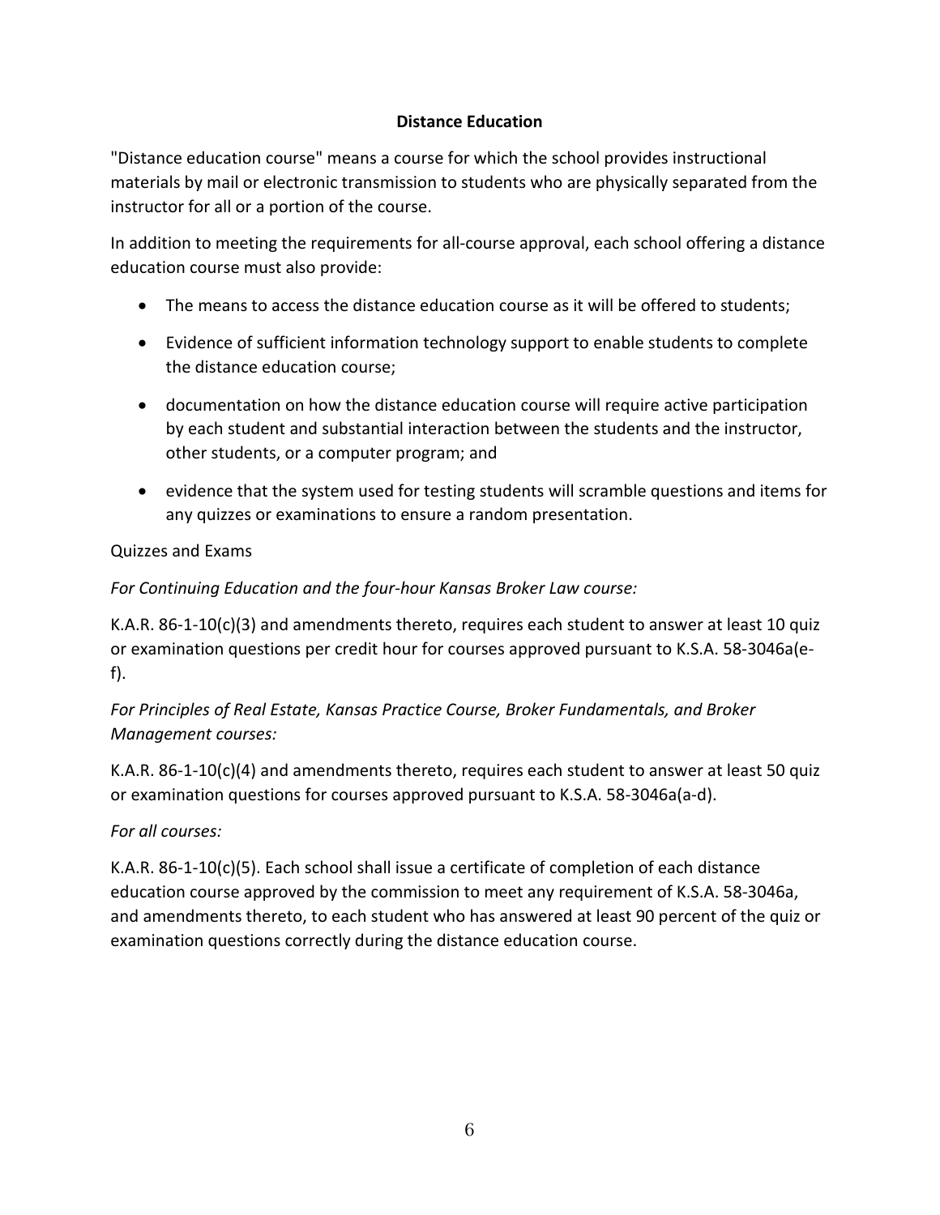## Distance Education

"Distance education course" means a course for which the school provides instructional materials by mail or electronic transmission to students who are physically separated from the instructor for all or a portion of the course.

In addition to meeting the requirements for all-course approval, each school offering a distance education course must also provide:

- The means to access the distance education course as it will be offered to students;
- Evidence of sufficient information technology support to enable students to complete the distance education course;
- documentation on how the distance education course will require active participation by each student and substantial interaction between the students and the instructor, other students, or a computer program; and
- evidence that the system used for testing students will scramble questions and items for any quizzes or examinations to ensure a random presentation.

Quizzes and Exams

*For Continuing Education and the four-hour Kansas Broker Law course:*

K.A.R. 86-1-10(c)(3) and amendments thereto, requires each student to answer at least 10 quiz or examination questions per credit hour for courses approved pursuant to K.S.A. 58-3046a(e-f).

*For Principles of Real Estate, Kansas Practice Course, Broker Fundamentals, and Broker Management courses:*

K.A.R. 86-1-10(c)(4) and amendments thereto, requires each student to answer at least 50 quiz or examination questions for courses approved pursuant to K.S.A. 58-3046a(a-d).

*For all courses:*

K.A.R. 86-1-10(c)(5). Each school shall issue a certificate of completion of each distance education course approved by the commission to meet any requirement of K.S.A. 58-3046a, and amendments thereto, to each student who has answered at least 90 percent of the quiz or examination questions correctly during the distance education course.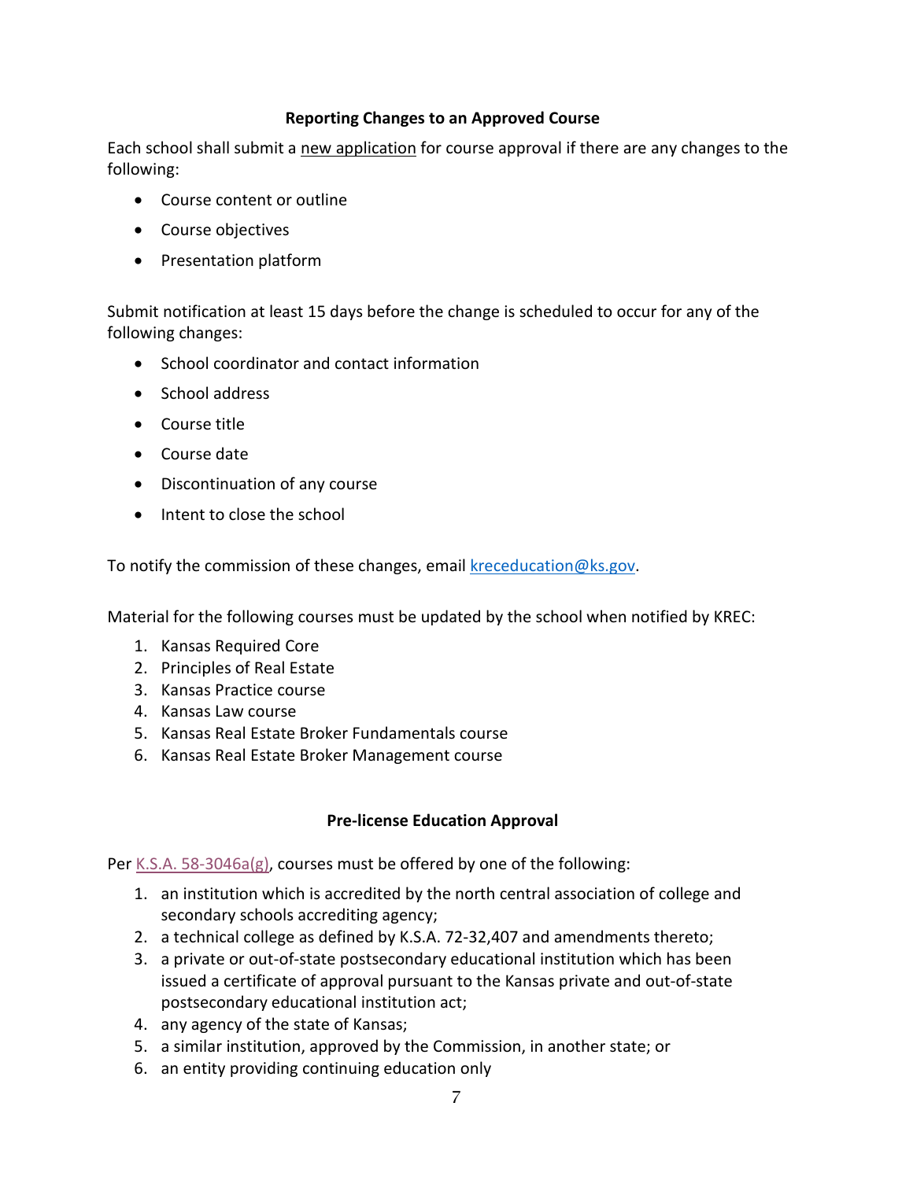## Reporting Changes to an Approved Course

Each school shall submit a new application for course approval if there are any changes to the following:

- Course content or outline
- Course objectives
- Presentation platform

Submit notification at least 15 days before the change is scheduled to occur for any of the following changes:

- School coordinator and contact information
- School address
- Course title
- Course date
- Discontinuation of any course
- Intent to close the school

To notify the commission of these changes, email kreceducation@ks.gov.

Material for the following courses must be updated by the school when notified by KREC:

1. Kansas Required Core
2. Principles of Real Estate
3. Kansas Practice course
4. Kansas Law course
5. Kansas Real Estate Broker Fundamentals course
6. Kansas Real Estate Broker Management course

## Pre-license Education Approval

Per K.S.A. 58-3046a(g), courses must be offered by one of the following:

1. an institution which is accredited by the north central association of college and secondary schools accrediting agency;
2. a technical college as defined by K.S.A. 72-32,407 and amendments thereto;
3. a private or out-of-state postsecondary educational institution which has been issued a certificate of approval pursuant to the Kansas private and out-of-state postsecondary educational institution act;
4. any agency of the state of Kansas;
5. a similar institution, approved by the Commission, in another state; or
6. an entity providing continuing education only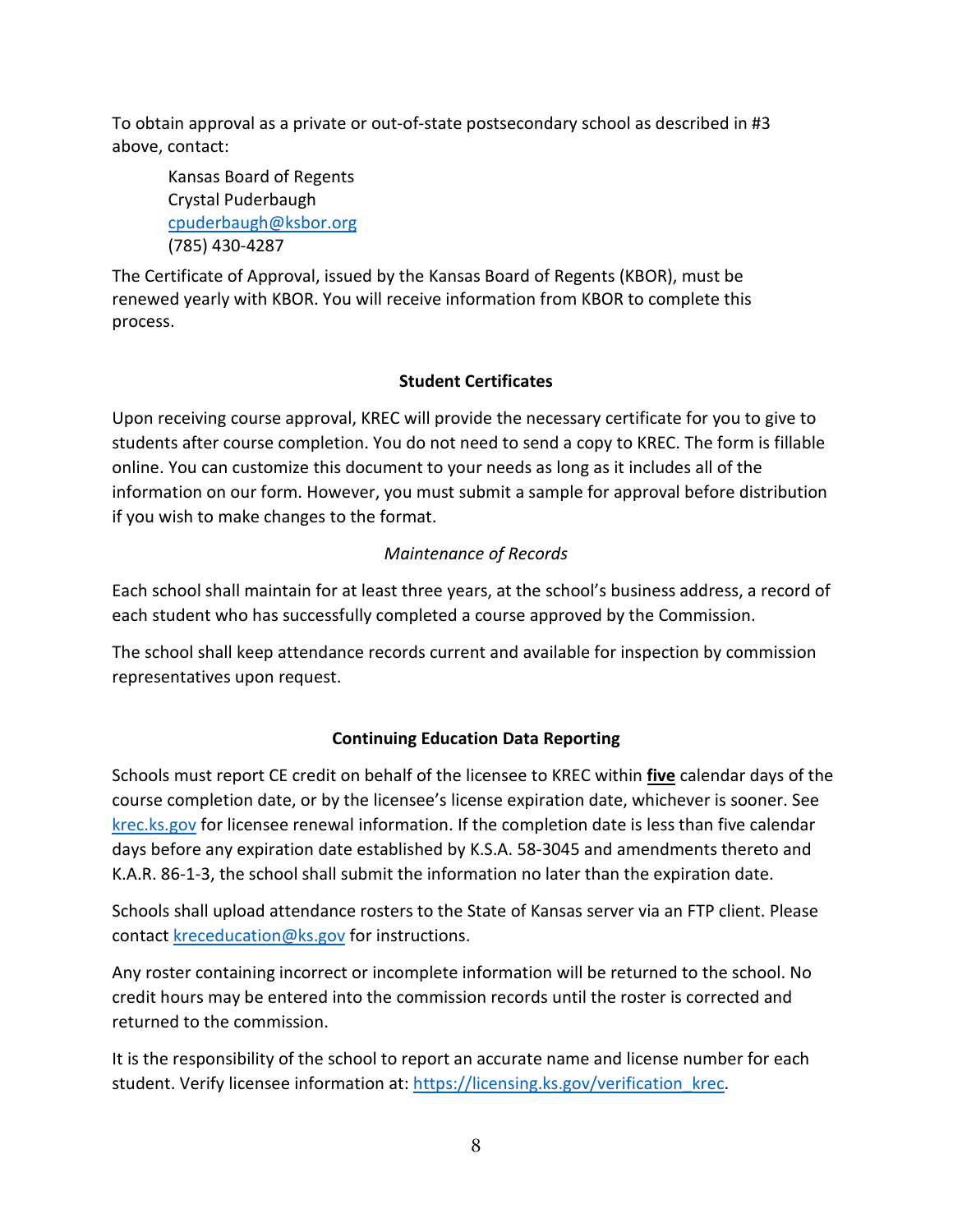To obtain approval as a private or out-of-state postsecondary school as described in #3 above, contact:

Kansas Board of Regents
Crystal Puderbaugh
cpuderbaugh@ksbor.org
(785) 430-4287

The Certificate of Approval, issued by the Kansas Board of Regents (KBOR), must be renewed yearly with KBOR. You will receive information from KBOR to complete this process.

## Student Certificates

Upon receiving course approval, KREC will provide the necessary certificate for you to give to students after course completion. You do not need to send a copy to KREC. The form is fillable online. You can customize this document to your needs as long as it includes all of the information on our form. However, you must submit a sample for approval before distribution if you wish to make changes to the format.

### *Maintenance of Records*

Each school shall maintain for at least three years, at the school's business address, a record of each student who has successfully completed a course approved by the Commission.

The school shall keep attendance records current and available for inspection by commission representatives upon request.

## Continuing Education Data Reporting

Schools must report CE credit on behalf of the licensee to KREC within **five** calendar days of the course completion date, or by the licensee's license expiration date, whichever is sooner. See krec.ks.gov for licensee renewal information. If the completion date is less than five calendar days before any expiration date established by K.S.A. 58-3045 and amendments thereto and K.A.R. 86-1-3, the school shall submit the information no later than the expiration date.

Schools shall upload attendance rosters to the State of Kansas server via an FTP client. Please contact kreceducation@ks.gov for instructions.

Any roster containing incorrect or incomplete information will be returned to the school. No credit hours may be entered into the commission records until the roster is corrected and returned to the commission.

It is the responsibility of the school to report an accurate name and license number for each student. Verify licensee information at: https://licensing.ks.gov/verification_krec.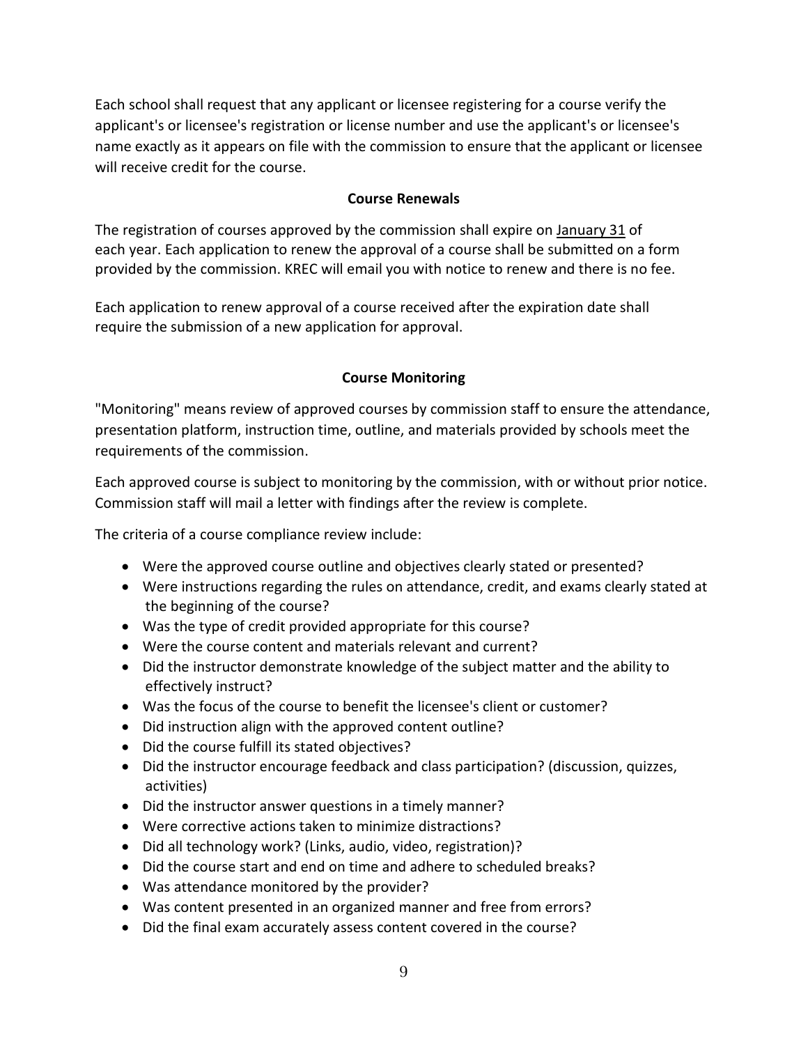Each school shall request that any applicant or licensee registering for a course verify the applicant's or licensee's registration or license number and use the applicant's or licensee's name exactly as it appears on file with the commission to ensure that the applicant or licensee will receive credit for the course.

## Course Renewals

The registration of courses approved by the commission shall expire on January 31 of each year. Each application to renew the approval of a course shall be submitted on a form provided by the commission. KREC will email you with notice to renew and there is no fee.

Each application to renew approval of a course received after the expiration date shall require the submission of a new application for approval.

## Course Monitoring

"Monitoring" means review of approved courses by commission staff to ensure the attendance, presentation platform, instruction time, outline, and materials provided by schools meet the requirements of the commission.

Each approved course is subject to monitoring by the commission, with or without prior notice. Commission staff will mail a letter with findings after the review is complete.

The criteria of a course compliance review include:

- Were the approved course outline and objectives clearly stated or presented?
- Were instructions regarding the rules on attendance, credit, and exams clearly stated at the beginning of the course?
- Was the type of credit provided appropriate for this course?
- Were the course content and materials relevant and current?
- Did the instructor demonstrate knowledge of the subject matter and the ability to effectively instruct?
- Was the focus of the course to benefit the licensee's client or customer?
- Did instruction align with the approved content outline?
- Did the course fulfill its stated objectives?
- Did the instructor encourage feedback and class participation? (discussion, quizzes, activities)
- Did the instructor answer questions in a timely manner?
- Were corrective actions taken to minimize distractions?
- Did all technology work? (Links, audio, video, registration)?
- Did the course start and end on time and adhere to scheduled breaks?
- Was attendance monitored by the provider?
- Was content presented in an organized manner and free from errors?
- Did the final exam accurately assess content covered in the course?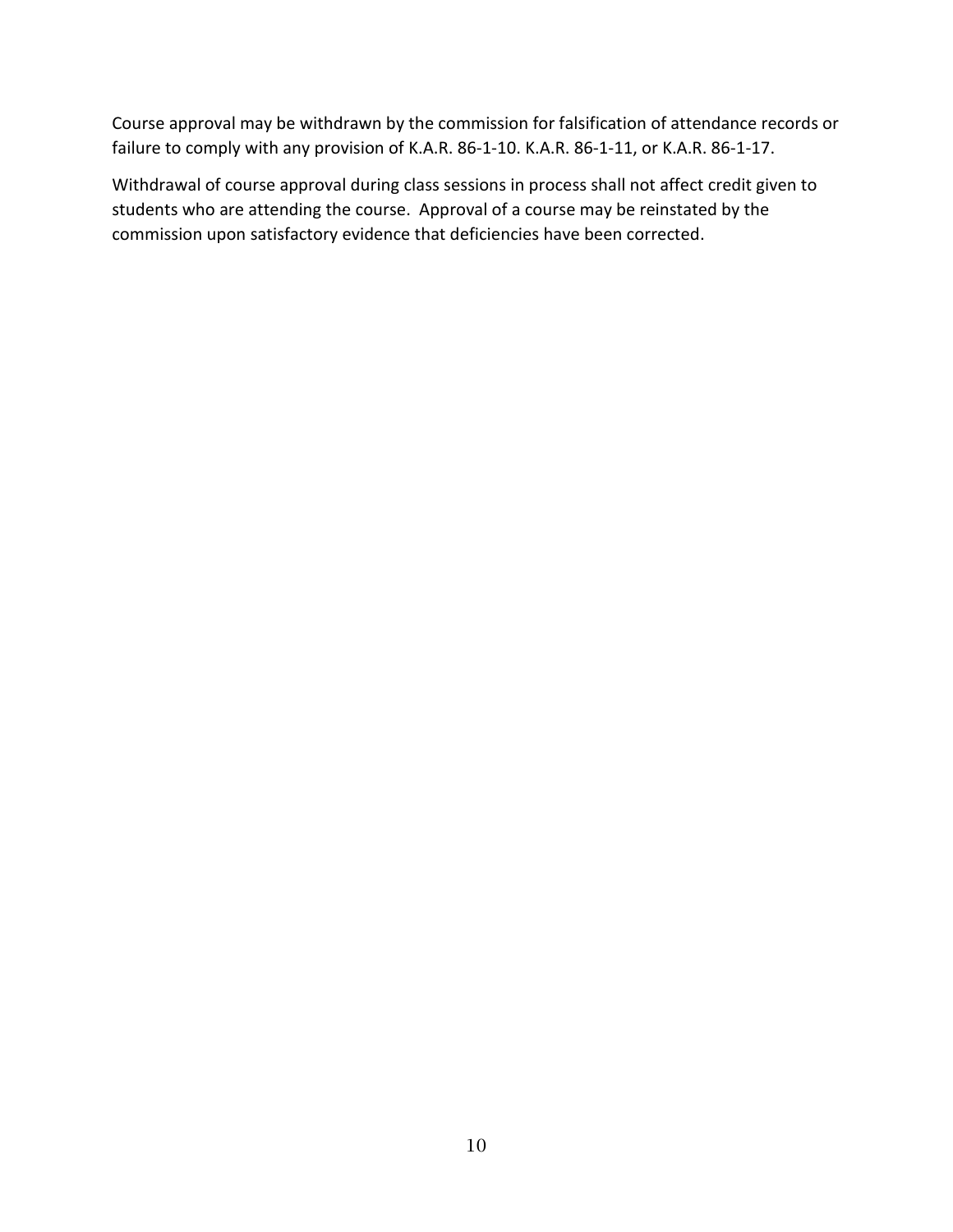Course approval may be withdrawn by the commission for falsification of attendance records or failure to comply with any provision of K.A.R. 86-1-10. K.A.R. 86-1-11, or K.A.R. 86-1-17.

Withdrawal of course approval during class sessions in process shall not affect credit given to students who are attending the course. Approval of a course may be reinstated by the commission upon satisfactory evidence that deficiencies have been corrected.